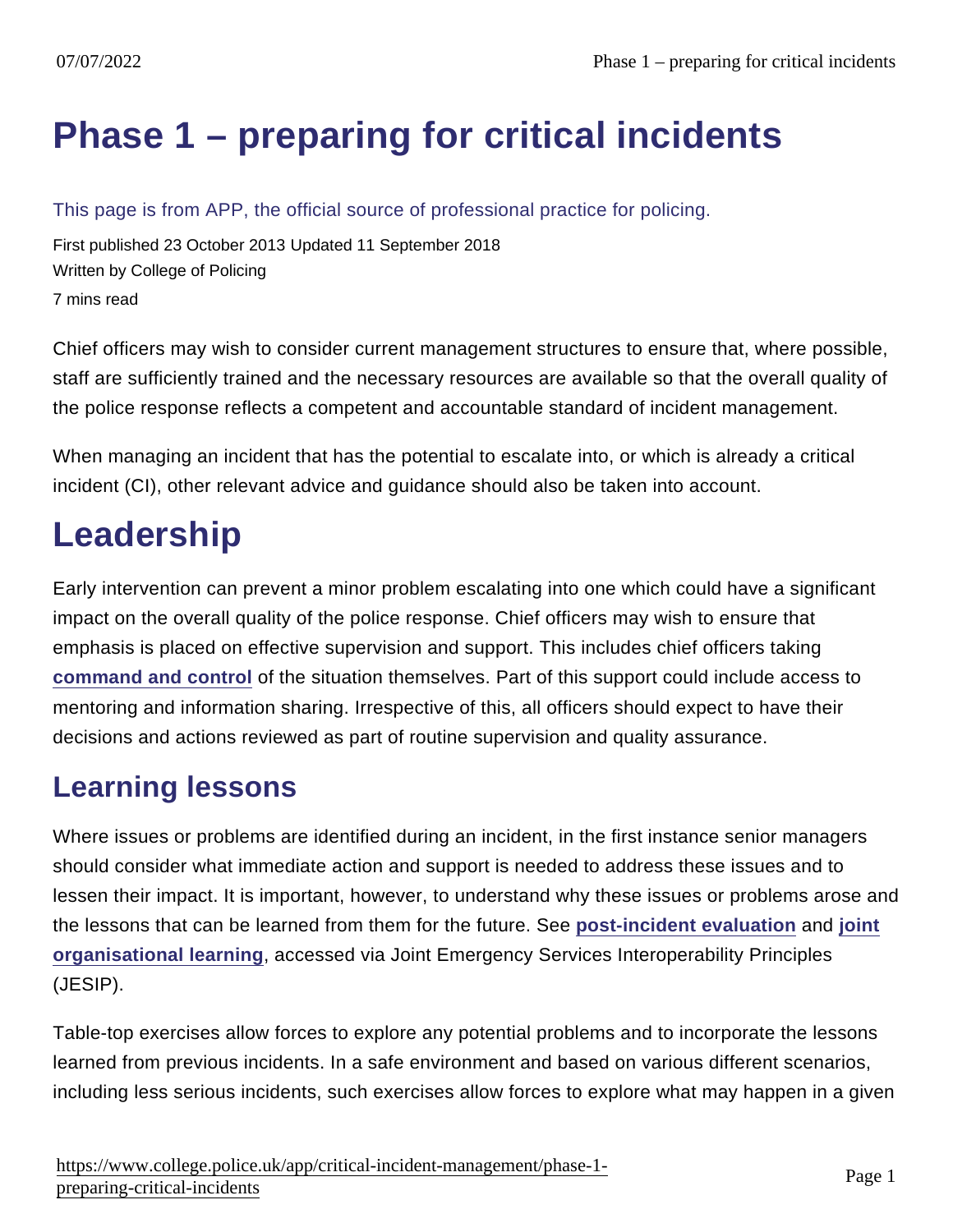# Phase 1 – preparing for critical incidents

This page is from APP, the official source of professional practice for policing.

First published 23 October 2013 Updated 11 September 2018

Written by College of Policing

7 mins read

Chief officers may wish to consider current management structures to ensure that, where possible, staff are sufficiently trained and the necessary resources are available so that the overall quality of the police response reflects a competent and accountable standard of incident management.

When managing an incident that has the potential to escalate into, or which is already a critical incident (CI), other relevant advice and guidance should also be taken into account.

# Leadership

Early intervention can prevent a minor problem escalating into one which could have a significant impact on the overall quality of the police response. Chief officers may wish to ensure that emphasis is placed on effective supervision and support. This includes chief officers taking **command and control** of the situation themselves. Part of this support could include access to mentoring and information sharing. Irrespective of this, all officers should expect to have their decisions and actions reviewed as part of routine supervision and quality assurance.

## Learning lessons

Where issues or problems are identified during an incident, in the first instance senior managers should consider what immediate action and support is needed to address these issues and to lessen their impact. It is important, however, to understand why these issues or problems arose and the lessons that can be learned from them for the future. See **post-incident evaluation** and **joint organisational learning**, accessed via Joint Emergency Services Interoperability Principles (JESIP).

Table-top exercises allow forces to explore any potential problems and to incorporate the lessons learned from previous incidents. In a safe environment and based on various different scenarios, including less serious incidents, such exercises allow forces to explore what may happen in a given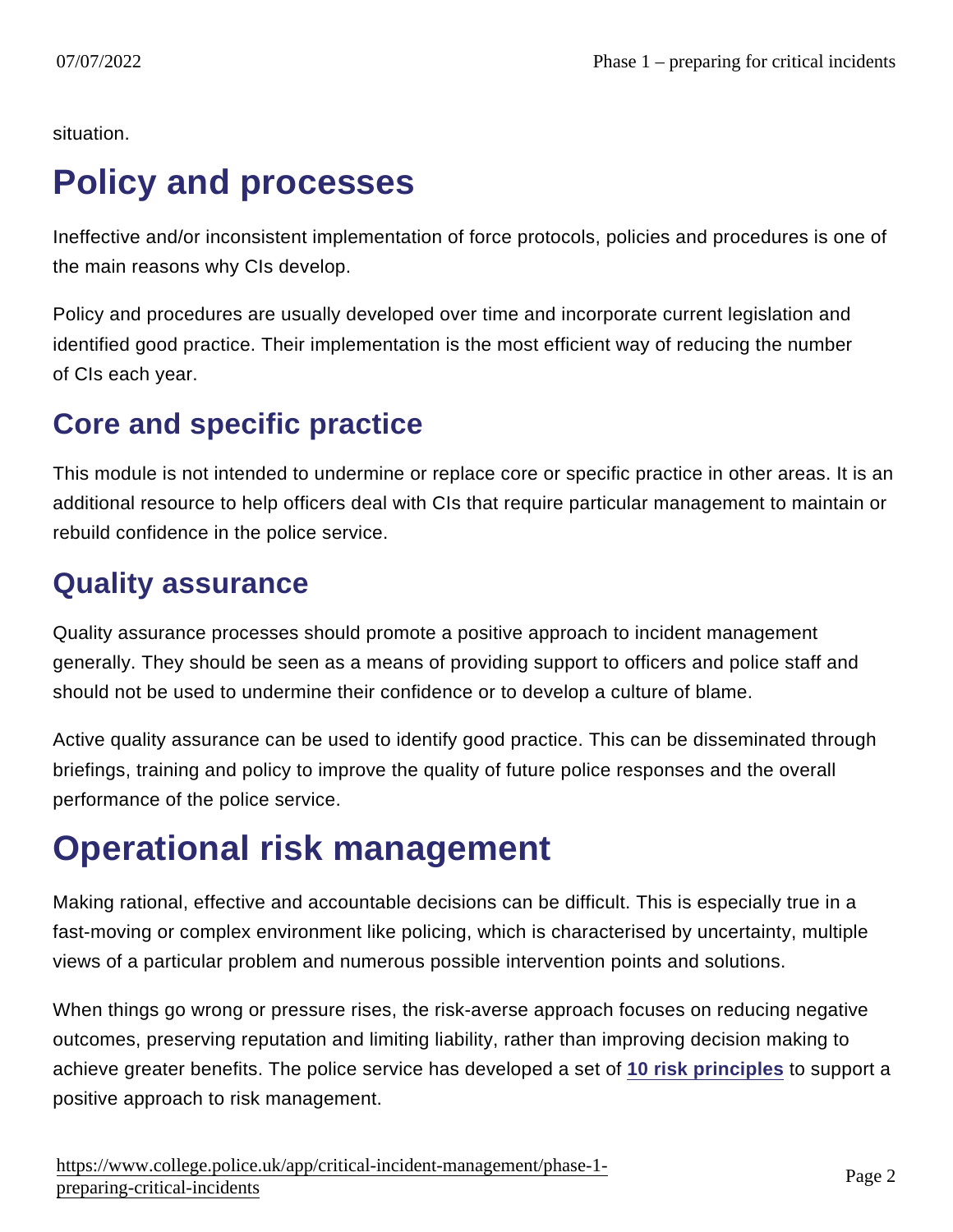situation.

# Policy and processes

Ineffective and/or inconsistent implementation of force protocols, policies and procedures is one of the main reasons why CIs develop.

Policy and procedures are usually developed over time and incorporate current legislation and identified good practice. Their implementation is the most efficient way of reducing the number of CIs each year.

## Core and specific practice

This module is not intended to undermine or replace core or specific practice in other areas. It is an additional resource to help officers deal with CIs that require particular management to maintain or rebuild confidence in the police service.

## Quality assurance

Quality assurance processes should promote a positive approach to incident management generally. They should be seen as a means of providing support to officers and police staff and should not be used to undermine their confidence or to develop a culture of blame.

Active quality assurance can be used to identify good practice. This can be disseminated through briefings, training and policy to improve the quality of future police responses and the overall performance of the police service.

# Operational risk management

Making rational, effective and accountable decisions can be difficult. This is especially true in a fast-moving or complex environment like policing, which is characterised by uncertainty, multiple views of a particular problem and numerous possible intervention points and solutions.

When things go wrong or pressure rises, the risk-averse approach focuses on reducing negative outcomes, preserving reputation and limiting liability, rather than improving decision making to achieve greater benefits. The police service has developed a set of **10 risk principles** to support a positive approach to risk management.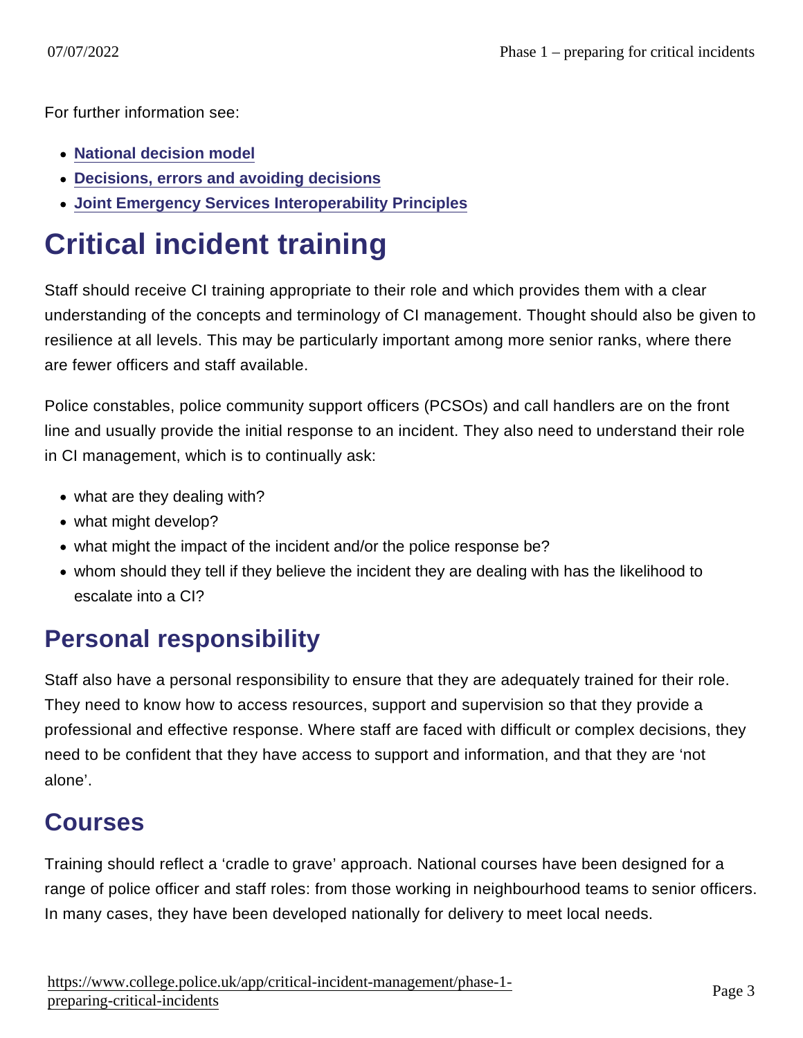For further information see:

- National decision model
- Decisions, errors and avoiding decisions
- Joint Emergency Services Interoperability Principles

# Critical incident training

Staff should receive CI training appropriate to their role and which provides them with a clear understanding of the concepts and terminology of CI management. Thought should also be given to resilience at all levels. This may be particularly important among more senior ranks, where there are fewer officers and staff available.

Police constables, police community support officers (PCSOs) and call handlers are on the front line and usually provide the initial response to an incident. They also need to understand their role in CI management, which is to continually ask:

- what are they dealing with?
- what might develop?
- what might the impact of the incident and/or the police response be?
- whom should they tell if they believe the incident they are dealing with has the likelihood to escalate into a CI?

## Personal responsibility

Staff also have a personal responsibility to ensure that they are adequately trained for their role. They need to know how to access resources, support and supervision so that they provide a professional and effective response. Where staff are faced with difficult or complex decisions, they need to be confident that they have access to support and information, and that they are 'not alone'.

## Courses

Training should reflect a 'cradle to grave' approach. National courses have been designed for a range of police officer and staff roles: from those working in neighbourhood teams to senior officers. In many cases, they have been developed nationally for delivery to meet local needs.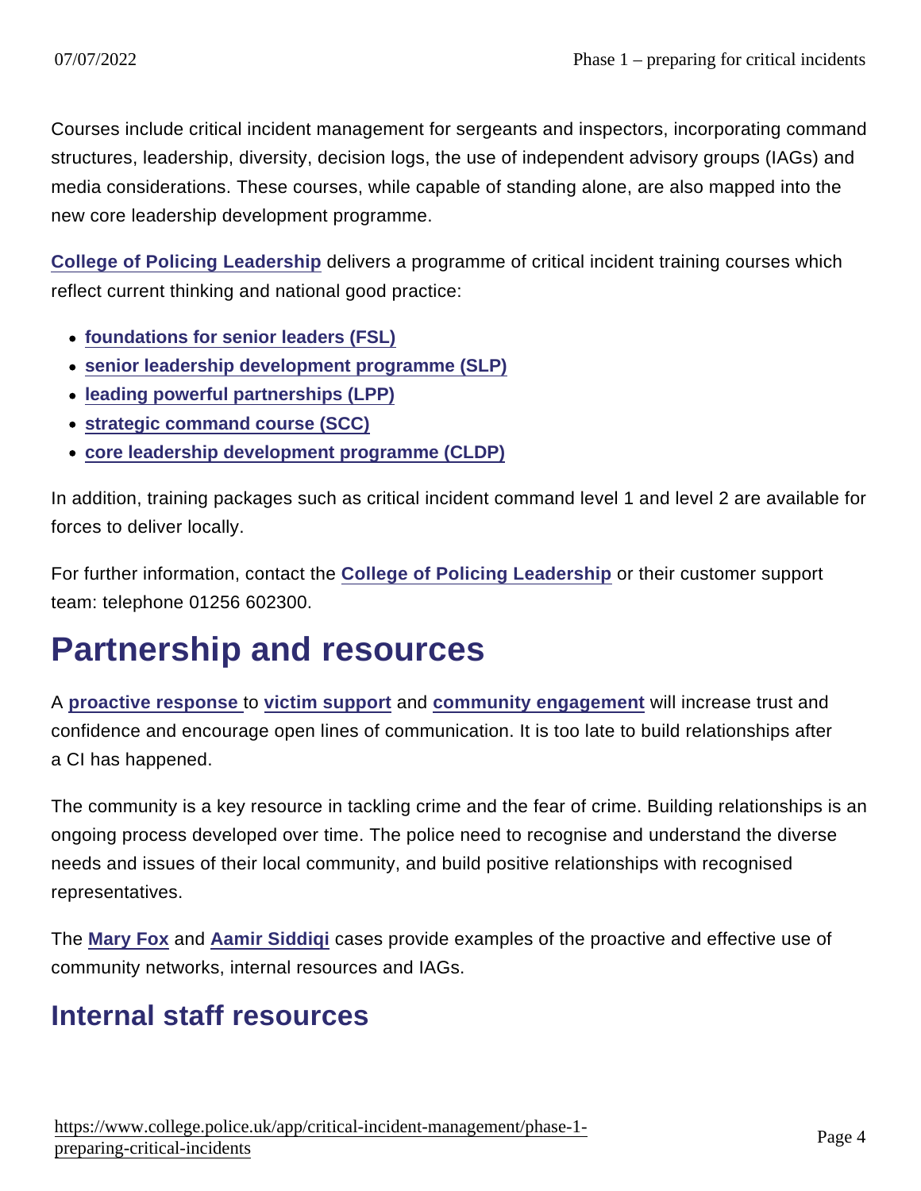Courses include critical incident management for sergeants and inspectors, incorporating command structures, leadership, diversity, decision logs, the use of independent advisory groups (IAGs) and media considerations. These courses, while capable of standing alone, are also mapped into the new core leadership development programme.

College of Policing Leadership delivers a programme of critical incident training courses which reflect current thinking and national good practice:

- foundations for senior leaders (FSL)
- senior leadership development programme (SLP)
- leading powerful partnerships (LPP)
- strategic command course (SCC)
- core leadership development programme (CLDP)

In addition, training packages such as critical incident command level 1 and level 2 are available for forces to deliver locally.

For further information, contact the College of Policing Leadership or their customer support team: telephone 01256 602300.

# Partnership and resources

A proactive response to victim support and community engagement will increase trust and confidence and encourage open lines of communication. It is too late to build relationships after a CI has happened.

The community is a key resource in tackling crime and the fear of crime. Building relationships is an ongoing process developed over time. The police need to recognise and understand the diverse needs and issues of their local community, and build positive relationships with recognised representatives.

The Mary Fox and Aamir Siddiqi cases provide examples of the proactive and effective use of community networks, internal resources and IAGs.

## Internal staff resources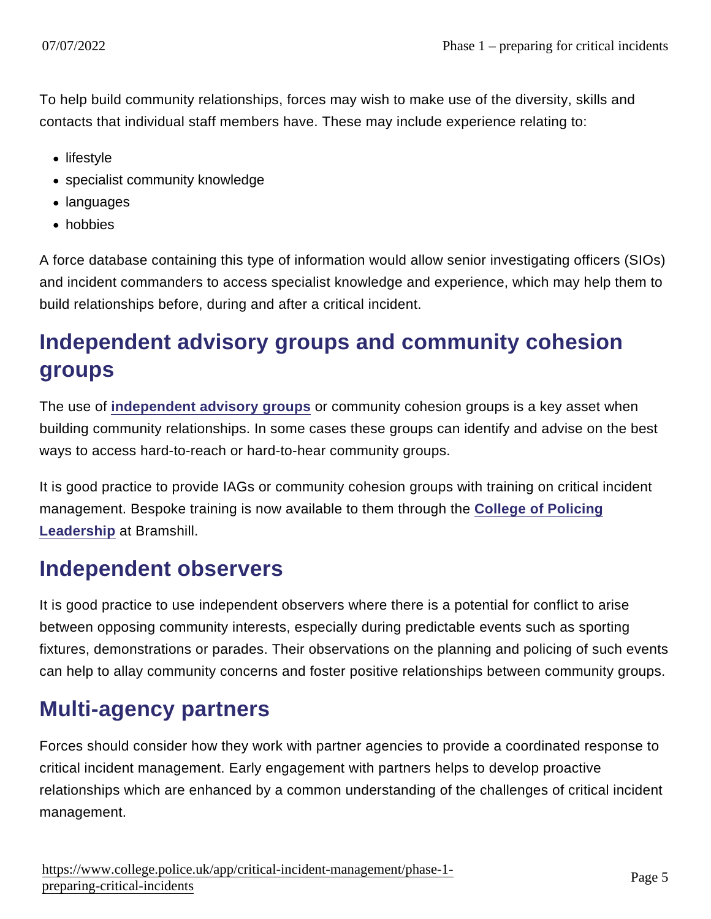To help build community relationships, forces may wish to make use of the diversity, skills and contacts that individual staff members have. These may include experience relating to:

- lifestyle
- specialist community knowledge
- languages
- hobbies

A force database containing this type of information would allow senior investigating officers (SIOs) and incident commanders to access specialist knowledge and experience, which may help them to build relationships before, during and after a critical incident.

## Independent advisory groups and community cohesion groups

The use of [independent advisory groups](#) or community cohesion groups is a key asset when building community relationships. In some cases these groups can identify and advise on the best ways to access hard-to-reach or hard-to-hear community groups.

It is good practice to provide IAGs or community cohesion groups with training on critical incident management. Bespoke training is now available to them through the [College of Policing Leadership](#) at Bramshill.

## Independent observers

It is good practice to use independent observers where there is a potential for conflict to arise between opposing community interests, especially during predictable events such as sporting fixtures, demonstrations or parades. Their observations on the planning and policing of such events can help to allay community concerns and foster positive relationships between community groups.

## Multi-agency partners

Forces should consider how they work with partner agencies to provide a coordinated response to critical incident management. Early engagement with partners helps to develop proactive relationships which are enhanced by a common understanding of the challenges of critical incident management.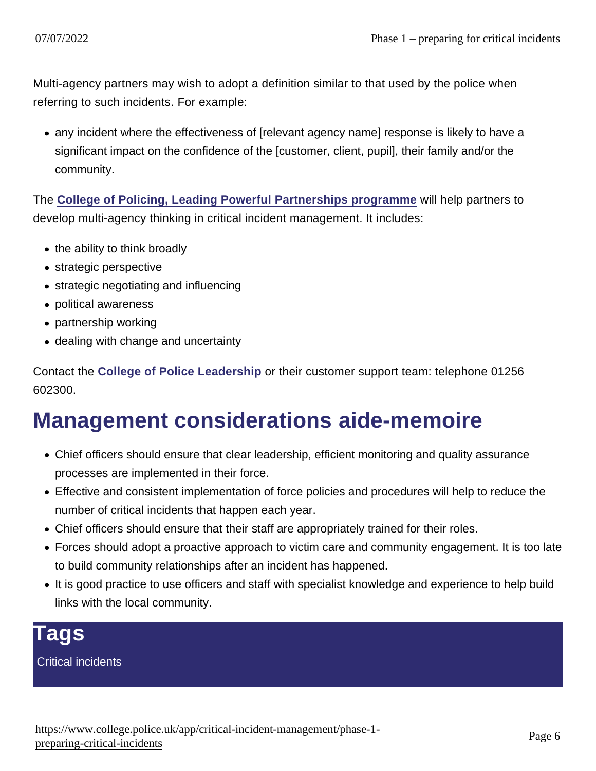Multi-agency partners may wish to adopt a definition similar to that used by the police when referring to such incidents. For example:

- any incident where the effectiveness of [relevant agency name] response is likely to have a significant impact on the confidence of the [customer, client, pupil], their family and/or the community.

The **College of Policing, Leading Powerful Partnerships programme** will help partners to develop multi-agency thinking in critical incident management. It includes:

- the ability to think broadly
- strategic perspective
- strategic negotiating and influencing
- political awareness
- partnership working
- dealing with change and uncertainty

Contact the **College of Police Leadership** or their customer support team: telephone 01256 602300.

## Management considerations aide-memoire

- Chief officers should ensure that clear leadership, efficient monitoring and quality assurance processes are implemented in their force.
- Effective and consistent implementation of force policies and procedures will help to reduce the number of critical incidents that happen each year.
- Chief officers should ensure that their staff are appropriately trained for their roles.
- Forces should adopt a proactive approach to victim care and community engagement. It is too late to build community relationships after an incident has happened.
- It is good practice to use officers and staff with specialist knowledge and experience to help build links with the local community.

## Tags

Critical incidents